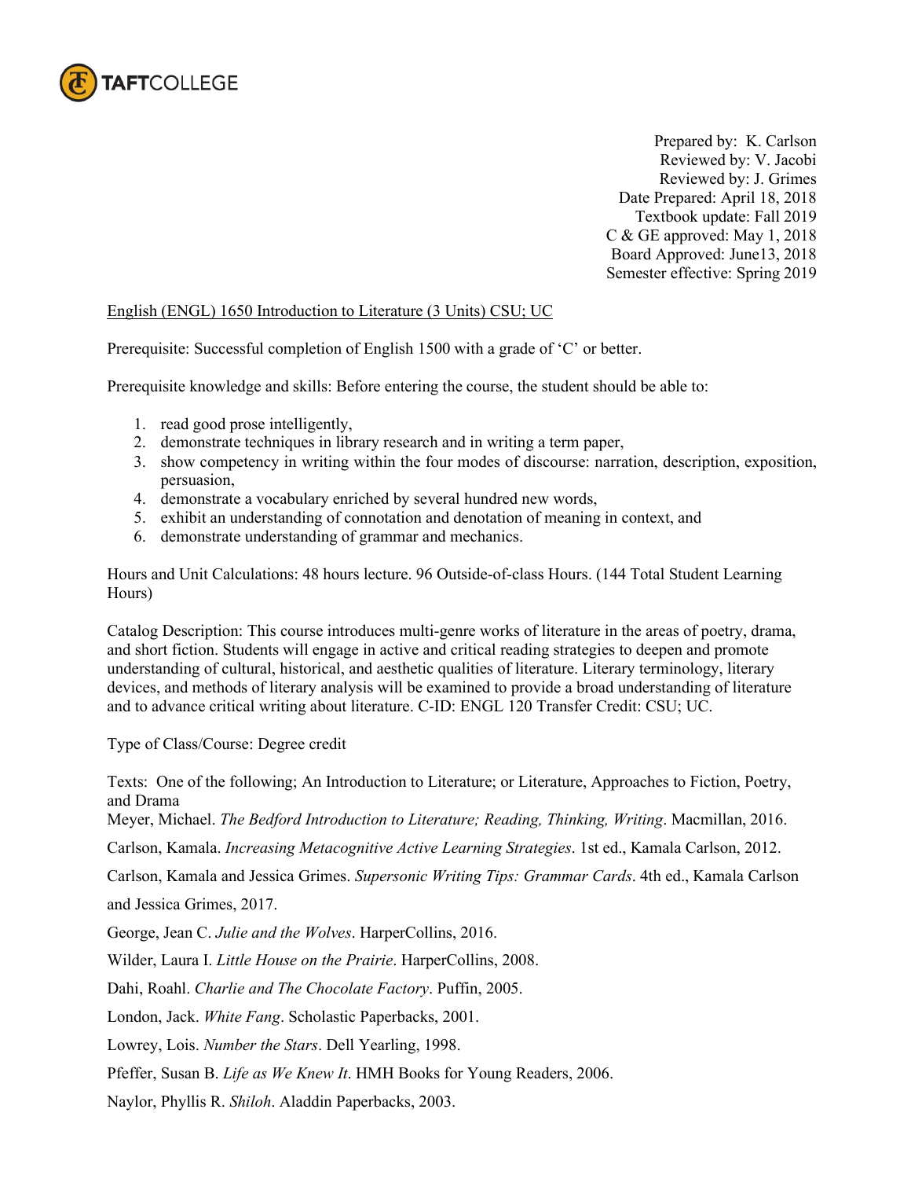TAFTCOLLEGE

Prepared by: K. Carlson
Reviewed by: V. Jacobi
Reviewed by: J. Grimes
Date Prepared: April 18, 2018
Textbook update: Fall 2019
C & GE approved: May 1, 2018
Board Approved: June13, 2018
Semester effective: Spring 2019

English (ENGL) 1650 Introduction to Literature (3 Units) CSU; UC

Prerequisite: Successful completion of English 1500 with a grade of 'C' or better.

Prerequisite knowledge and skills: Before entering the course, the student should be able to:

1. read good prose intelligently,
2. demonstrate techniques in library research and in writing a term paper,
3. show competency in writing within the four modes of discourse: narration, description, exposition, persuasion,
4. demonstrate a vocabulary enriched by several hundred new words,
5. exhibit an understanding of connotation and denotation of meaning in context, and
6. demonstrate understanding of grammar and mechanics.

Hours and Unit Calculations: 48 hours lecture. 96 Outside-of-class Hours. (144 Total Student Learning Hours)

Catalog Description: This course introduces multi-genre works of literature in the areas of poetry, drama, and short fiction. Students will engage in active and critical reading strategies to deepen and promote understanding of cultural, historical, and aesthetic qualities of literature. Literary terminology, literary devices, and methods of literary analysis will be examined to provide a broad understanding of literature and to advance critical writing about literature. C-ID: ENGL 120 Transfer Credit: CSU; UC.

Type of Class/Course: Degree credit

Texts: One of the following; An Introduction to Literature; or Literature, Approaches to Fiction, Poetry, and Drama

Meyer, Michael. *The Bedford Introduction to Literature; Reading, Thinking, Writing*. Macmillan, 2016.

Carlson, Kamala. *Increasing Metacognitive Active Learning Strategies*. 1st ed., Kamala Carlson, 2012.

Carlson, Kamala and Jessica Grimes. *Supersonic Writing Tips: Grammar Cards*. 4th ed., Kamala Carlson and Jessica Grimes, 2017.

George, Jean C. *Julie and the Wolves*. HarperCollins, 2016.

Wilder, Laura I. *Little House on the Prairie*. HarperCollins, 2008.

Dahi, Roahl. *Charlie and The Chocolate Factory*. Puffin, 2005.

London, Jack. *White Fang*. Scholastic Paperbacks, 2001.

Lowrey, Lois. *Number the Stars*. Dell Yearling, 1998.

Pfeffer, Susan B. *Life as We Knew It*. HMH Books for Young Readers, 2006.

Naylor, Phyllis R. *Shiloh*. Aladdin Paperbacks, 2003.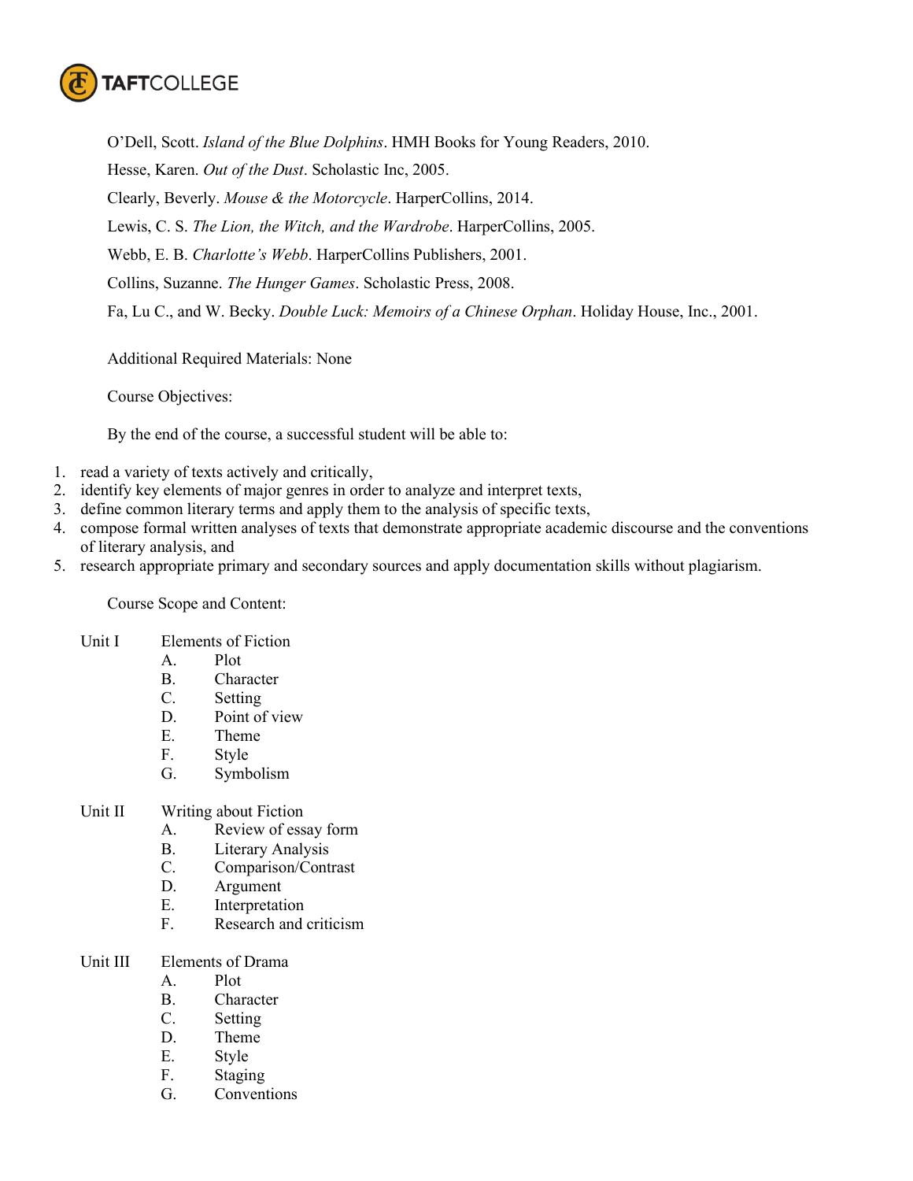O'Dell, Scott. *Island of the Blue Dolphins*. HMH Books for Young Readers, 2010.

Hesse, Karen. *Out of the Dust*. Scholastic Inc, 2005.

Clearly, Beverly. *Mouse & the Motorcycle*. HarperCollins, 2014.

Lewis, C. S. *The Lion, the Witch, and the Wardrobe*. HarperCollins, 2005.

Webb, E. B. *Charlotte's Webb*. HarperCollins Publishers, 2001.

Collins, Suzanne. *The Hunger Games*. Scholastic Press, 2008.

Fa, Lu C., and W. Becky. *Double Luck: Memoirs of a Chinese Orphan*. Holiday House, Inc., 2001.

Additional Required Materials: None

Course Objectives:

By the end of the course, a successful student will be able to:

1. read a variety of texts actively and critically,
2. identify key elements of major genres in order to analyze and interpret texts,
3. define common literary terms and apply them to the analysis of specific texts,
4. compose formal written analyses of texts that demonstrate appropriate academic discourse and the conventions of literary analysis, and
5. research appropriate primary and secondary sources and apply documentation skills without plagiarism.

Course Scope and Content:

Unit I Elements of Fiction

- A. Plot
- B. Character
- C. Setting
- D. Point of view
- E. Theme
- F. Style
- G. Symbolism

Unit II Writing about Fiction

- A. Review of essay form
- B. Literary Analysis
- C. Comparison/Contrast
- D. Argument
- E. Interpretation
- F. Research and criticism

Unit III Elements of Drama

- A. Plot
- B. Character
- C. Setting
- D. Theme
- E. Style
- F. Staging
- G. Conventions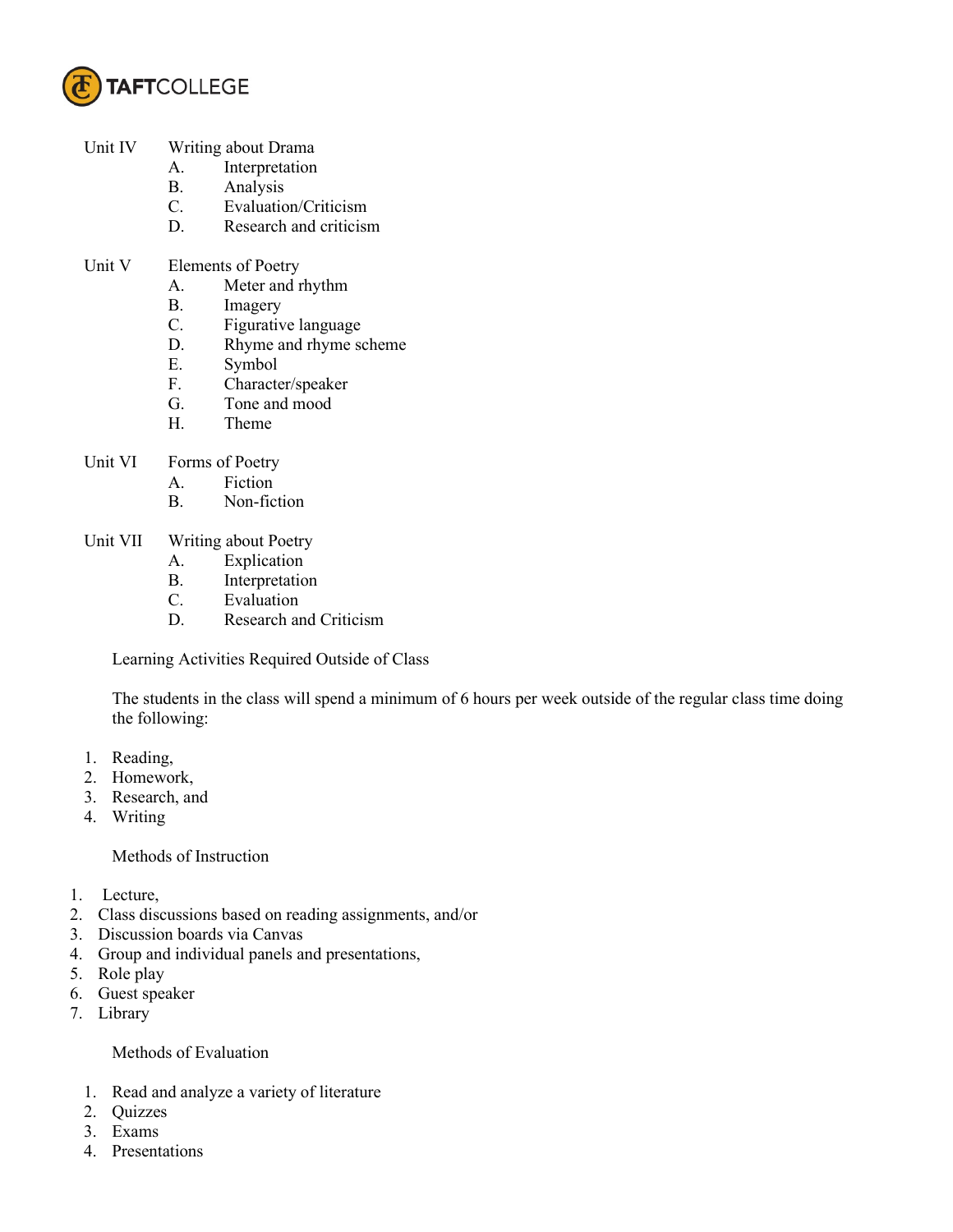Unit IV Writing about Drama

- A. Interpretation
- B. Analysis
- C. Evaluation/Criticism
- D. Research and criticism

Unit V Elements of Poetry

- A. Meter and rhythm
- B. Imagery
- C. Figurative language
- D. Rhyme and rhyme scheme
- E. Symbol
- F. Character/speaker
- G. Tone and mood
- H. Theme

Unit VI Forms of Poetry

- A. Fiction
- B. Non-fiction

Unit VII Writing about Poetry

- A. Explication
- B. Interpretation
- C. Evaluation
- D. Research and Criticism

Learning Activities Required Outside of Class

The students in the class will spend a minimum of 6 hours per week outside of the regular class time doing the following:

1. Reading,
2. Homework,
3. Research, and
4. Writing

Methods of Instruction

1. Lecture,
2. Class discussions based on reading assignments, and/or
3. Discussion boards via Canvas
4. Group and individual panels and presentations,
5. Role play
6. Guest speaker
7. Library

Methods of Evaluation

1. Read and analyze a variety of literature
2. Quizzes
3. Exams
4. Presentations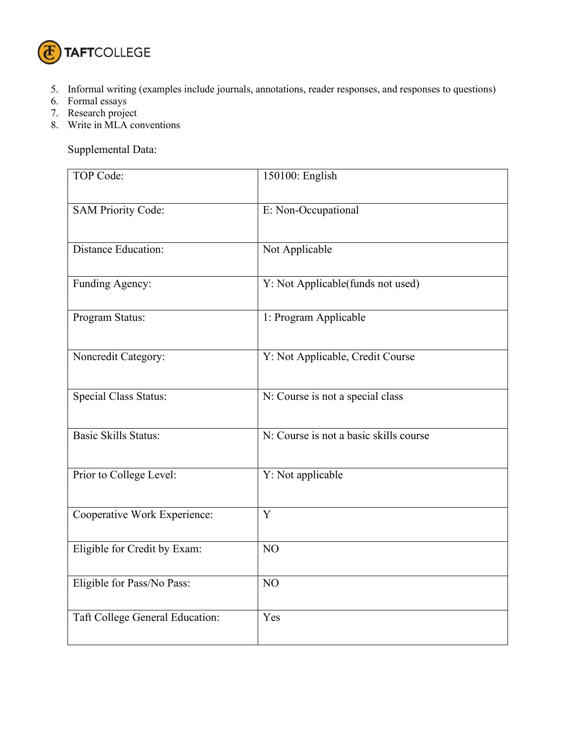5. Informal writing (examples include journals, annotations, reader responses, and responses to questions)
6. Formal essays
7. Research project
8. Write in MLA conventions

Supplemental Data:

| | |
|---|---|
| TOP Code: | 150100: English |
| SAM Priority Code: | E: Non-Occupational |
| Distance Education: | Not Applicable |
| Funding Agency: | Y: Not Applicable(funds not used) |
| Program Status: | 1: Program Applicable |
| Noncredit Category: | Y: Not Applicable, Credit Course |
| Special Class Status: | N: Course is not a special class |
| Basic Skills Status: | N: Course is not a basic skills course |
| Prior to College Level: | Y: Not applicable |
| Cooperative Work Experience: | Y |
| Eligible for Credit by Exam: | NO |
| Eligible for Pass/No Pass: | NO |
| Taft College General Education: | Yes |